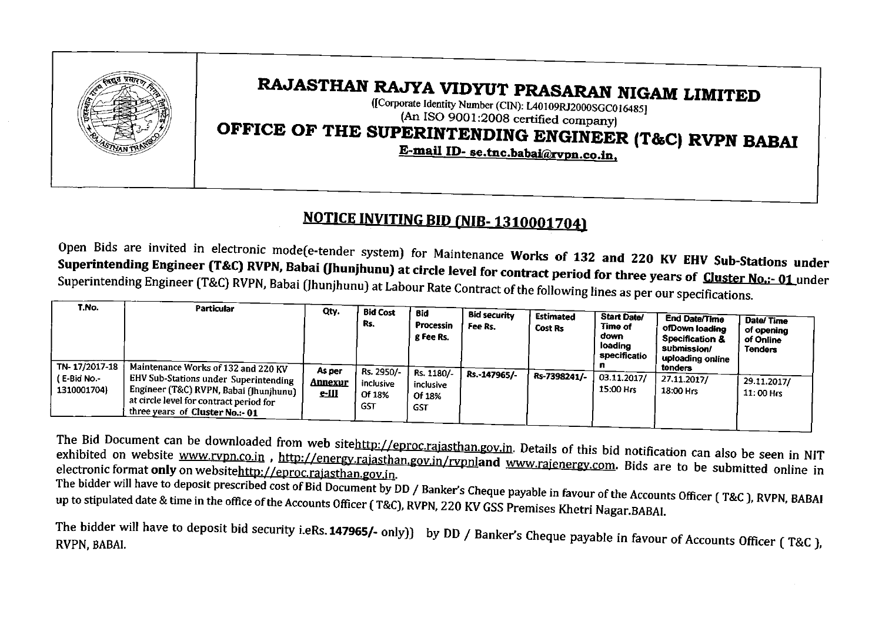# RAJASTHAN RAJYA VIDYUT PRASARAN NIGAM LIMITED

([Corporate Identity Number (CIN): L40109RJ2000SGC016485]

(An ISO 9001:2008 certified company)

## OFFICE OF THE SUPERINTENDING ENGINEER (T&C) RVPN BABAI

**E-mail ID- se.tnc.babai@rvpn.co.in,**

## NOTICE INVITING BID (NIB- 1310001704)

Open Bids are invited in electronic mode(e-tender system) for Maintenance **Works of 132 and 220 KV EHV Sub-Stations under Superintending Engineer (T&C) RVPN, Babai (Jhunjhunu) at circle level for contract period for three years of Cluster No.:- 01** under Superintending Engineer (T&C) RVPN, Babai (Jhunjhunu) at Labour Rate Contract of the following lines as per our specifications.

| T.No. | Particular | Qty. | Bid Cost Rs. | Bid Processing Fee Rs. | Bid security Fee Rs. | Estimated Cost Rs | Start Date/ Time of down loading specification | End Date/Time ofDown loading Specification & submission/ uploading online tenders | Date/ Time of opening of Online Tenders |
|---|---|---|---|---|---|---|---|---|---|
| TN- 17/2017-18 ( E-Bid No.- 1310001704) | Maintenance Works of 132 and 220 KV EHV Sub-Stations under Superintending Engineer (T&C) RVPN, Babai (Jhunjhunu) at circle level for contract period for three years of Cluster No.:- 01 | As per Annexure-III | Rs. 2950/- inclusive Of 18% GST | Rs. 1180/- inclusive Of 18% GST | Rs.-147965/- | Rs-7398241/- | 03.11.2017/ 15:00 Hrs | 27.11.2017/ 18:00 Hrs | 29.11.2017/ 11: 00 Hrs |

The Bid Document can be downloaded from web sitehttp://eproc.rajasthan.gov.in. Details of this bid notification can also be seen in NIT exhibited on website www.rvpn.co.in , http://energy.rajasthan.gov.in/rvpnland www.rajenergy.com. Bids are to be submitted online in electronic format **only** on websitehttp://eproc.rajasthan.gov.in.

The bidder will have to deposit prescribed cost of Bid Document by DD / Banker's Cheque payable in favour of the Accounts Officer ( T&C ), RVPN, BABAI up to stipulated date & time in the office of the Accounts Officer ( T&C), RVPN, 220 KV GSS Premises Khetri Nagar.BABAI.

The bidder will have to deposit bid security i.eRs. **147965/-** only)) by DD / Banker's Cheque payable in favour of Accounts Officer ( T&C ), RVPN, BABAI.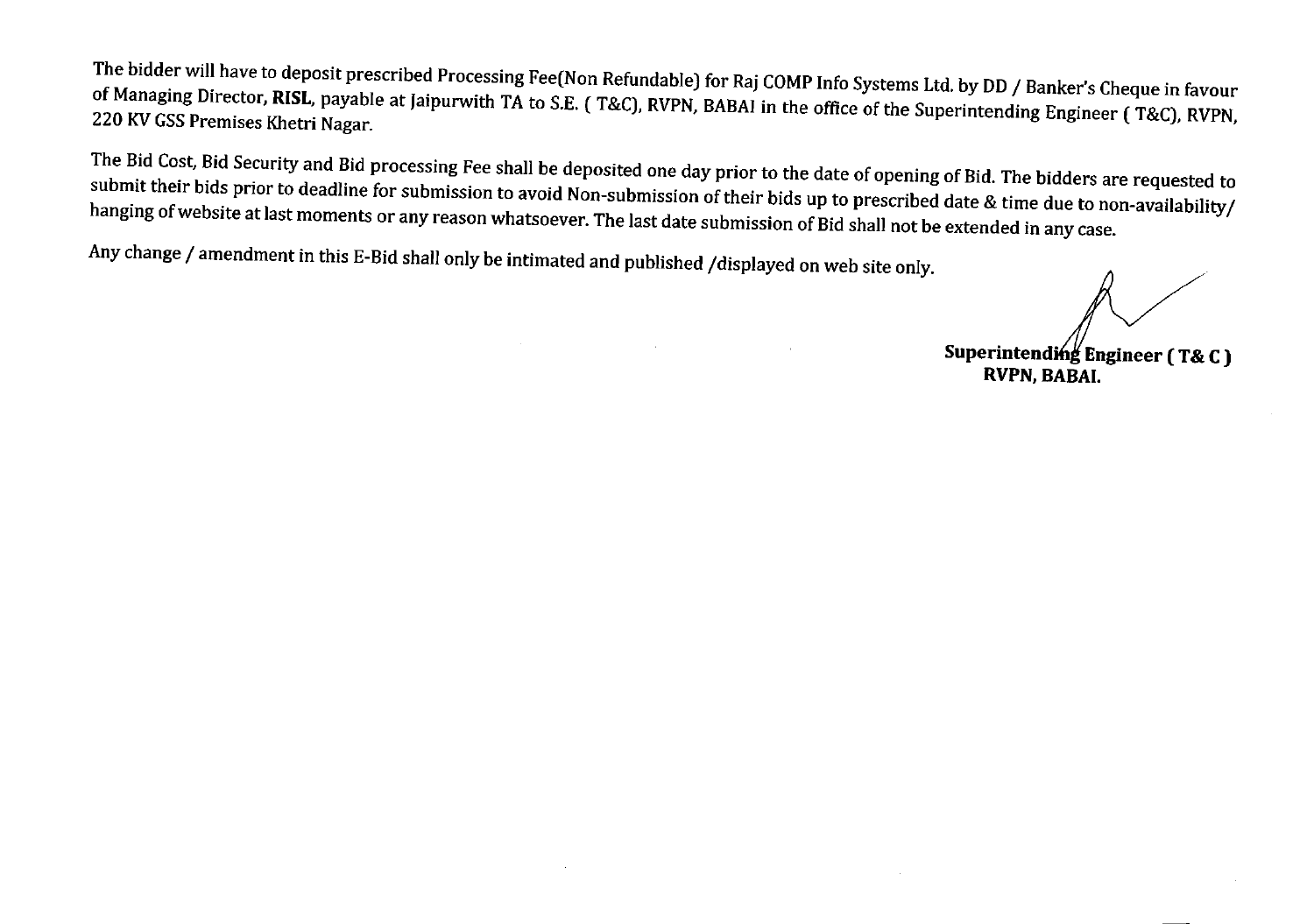The bidder will have to deposit prescribed Processing Fee(Non Refundable) for Raj COMP Info Systems Ltd. by DD / Banker's Cheque in favour of Managing Director, **RISL**, payable at Jaipurwith TA to S.E. ( T&C), RVPN, BABAI in the office of the Superintending Engineer ( T&C), RVPN, 220 KV GSS Premises Khetri Nagar.

The Bid Cost, Bid Security and Bid processing Fee shall be deposited one day prior to the date of opening of Bid. The bidders are requested to submit their bids prior to deadline for submission to avoid Non-submission of their bids up to prescribed date & time due to non-availability/ hanging of website at last moments or any reason whatsoever. The last date submission of Bid shall not be extended in any case.

Any change / amendment in this E-Bid shall only be intimated and published /displayed on web site only.

**Superintending Engineer ( T& C )**
**RVPN, BABAI.**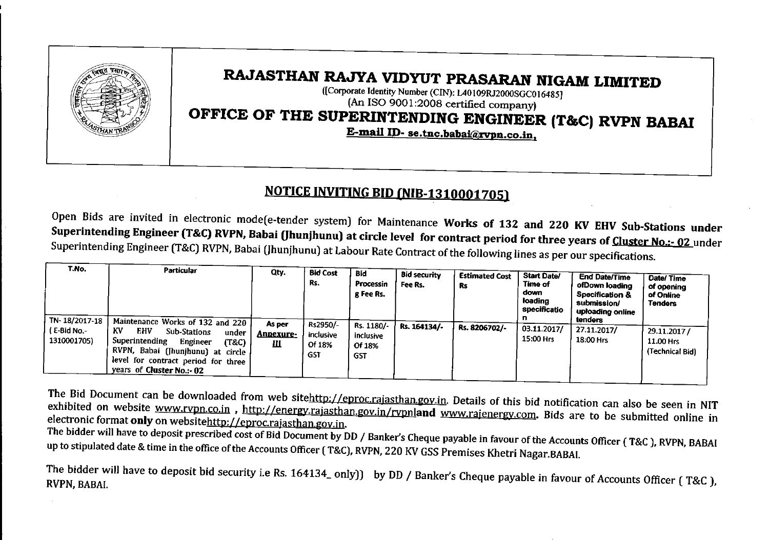# RAJASTHAN RAJYA VIDYUT PRASARAN NIGAM LIMITED

([Corporate Identity Number (CIN): L40109RJ2000SGC016485]

(An ISO 9001:2008 certified company)

# OFFICE OF THE SUPERINTENDING ENGINEER (T&C) RVPN BABAI

**E-mail ID- se.tnc.babai@rvpn.co.in,**

## NOTICE INVITING BID (NIB-1310001705)

Open Bids are invited in electronic mode(e-tender system) for Maintenance **Works of 132 and 220 KV EHV Sub-Stations under Superintending Engineer (T&C) RVPN, Babai (Jhunjhunu) at circle level for contract period for three years of Cluster No.:- 02** under Superintending Engineer (T&C) RVPN, Babai (Jhunjhunu) at Labour Rate Contract of the following lines as per our specifications.

| T.No. | Particular | Qty. | Bid Cost Rs. | Bid Processin g Fee Rs. | Bid security Fee Rs. | Estimated Cost Rs | Start Date/ Time of down loading specificatio n | End Date/Time ofDown loading Specification & submission/ uploading online tenders | Date/ Time of opening of Online Tenders |
|---|---|---|---|---|---|---|---|---|---|
| TN- 18/2017-18 ( E-Bid No.- 1310001705) | Maintenance Works of 132 and 220 KV EHV Sub-Stations under Superintending Engineer (T&C) RVPN, Babai (Jhunjhunu) at circle level for contract period for three years of **Cluster No.:- 02** | As per **Annexure- III** | Rs2950/- inclusive Of 18% GST | Rs. 1180/- inclusive Of 18% GST | Rs. 164134/- | Rs. 8206702/- | 03.11.2017/ 15:00 Hrs | 27.11.2017/ 18:00 Hrs | 29.11.2017 / 11.00 Hrs (Technical Bid) |

The Bid Document can be downloaded from web sitehttp://eproc.rajasthan.gov.in. Details of this bid notification can also be seen in NIT exhibited on website www.rvpn.co.in , http://energy.rajasthan.gov.in/rvpnl**and** www.rajenergy.com. Bids are to be submitted online in electronic format **only** on websitehttp://eproc.rajasthan.gov.in.

The bidder will have to deposit prescribed cost of Bid Document by DD / Banker's Cheque payable in favour of the Accounts Officer ( T&C ), RVPN, BABAI up to stipulated date & time in the office of the Accounts Officer ( T&C), RVPN, 220 KV GSS Premises Khetri Nagar.BABAI.

The bidder will have to deposit bid security i.e Rs. 164134_ only)) by DD / Banker's Cheque payable in favour of Accounts Officer ( T&C ), RVPN, BABAI.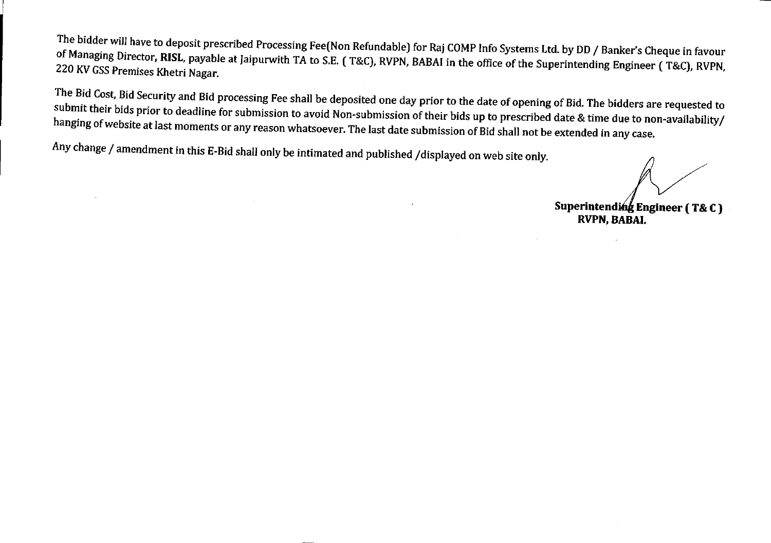The bidder will have to deposit prescribed Processing Fee(Non Refundable) for Raj COMP Info Systems Ltd. by DD / Banker's Cheque in favour of Managing Director, **RISL**, payable at Jaipurwith TA to S.E. ( T&C), RVPN, BABAI in the office of the Superintending Engineer ( T&C), RVPN, 220 KV GSS Premises Khetri Nagar.

The Bid Cost, Bid Security and Bid processing Fee shall be deposited one day prior to the date of opening of Bid. The bidders are requested to submit their bids prior to deadline for submission to avoid Non-submission of their bids up to prescribed date & time due to non-availability/ hanging of website at last moments or any reason whatsoever. The last date submission of Bid shall not be extended in any case.

Any change / amendment in this E-Bid shall only be intimated and published /displayed on web site only.

**Superintending Engineer ( T& C )**
**RVPN, BABAI.**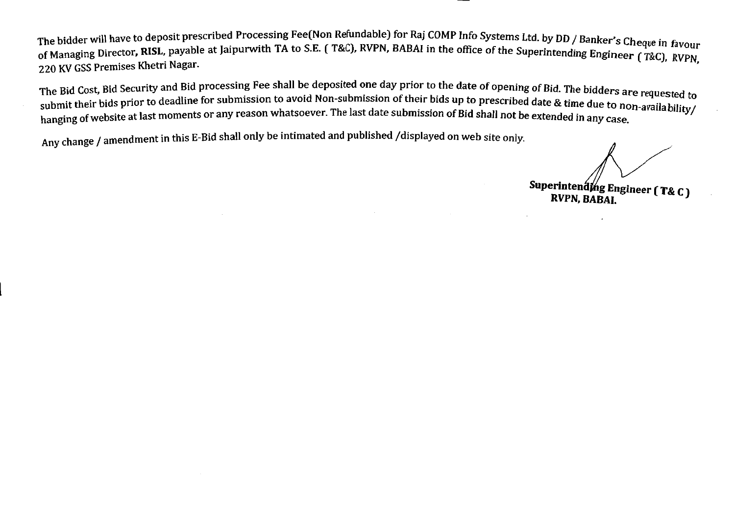The bidder will have to deposit prescribed Processing Fee(Non Refundable) for Raj COMP Info Systems Ltd. by DD / Banker's Cheque in favour of Managing Director, **RISL**, payable at Jaipurwith TA to S.E. ( T&C), RVPN, BABAI in the office of the Superintending Engineer ( T&C), RVPN, 220 KV GSS Premises Khetri Nagar.

The Bid Cost, Bid Security and Bid processing Fee shall be deposited one day prior to the date of opening of Bid. The bidders are requested to submit their bids prior to deadline for submission to avoid Non-submission of their bids up to prescribed date & time due to non-availability/ hanging of website at last moments or any reason whatsoever. The last date submission of Bid shall not be extended in any case.

Any change / amendment in this E-Bid shall only be intimated and published /displayed on web site only.

**Superintending Engineer ( T& C )**
**RVPN, BABAI.**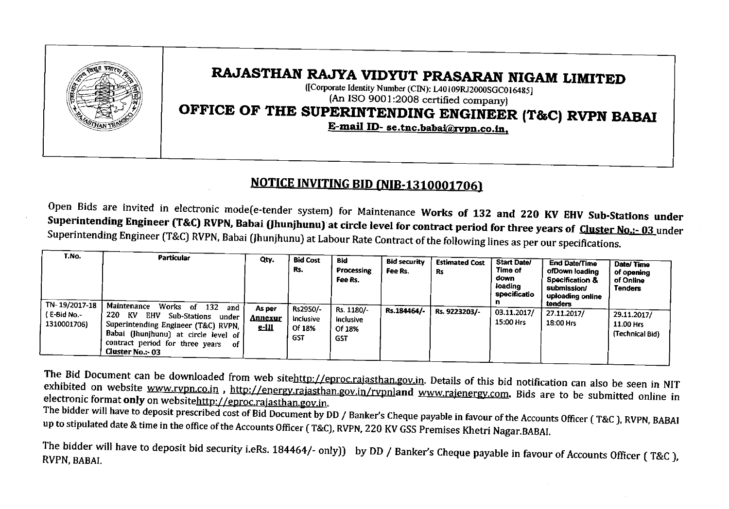# RAJASTHAN RAJYA VIDYUT PRASARAN NIGAM LIMITED

([Corporate Identity Number (CIN): L40109RJ2000SGC016485]

(An ISO 9001:2008 certified company)

## OFFICE OF THE SUPERINTENDING ENGINEER (T&C) RVPN BABAI

**E-mail ID- se.tnc.babai@rvpn.co.in,**

## NOTICE INVITING BID (NIB-1310001706)

Open Bids are invited in electronic mode(e-tender system) for Maintenance **Works of 132 and 220 KV EHV Sub-Stations under Superintending Engineer (T&C) RVPN, Babai (Jhunjhunu) at circle level for contract period for three years of Cluster No.:- 03** under Superintending Engineer (T&C) RVPN, Babai (Jhunjhunu) at Labour Rate Contract of the following lines as per our specifications.

| T.No. | Particular | Qty. | Bid Cost Rs. | Bid Processing Fee Rs. | Bid security Fee Rs. | Estimated Cost Rs | Start Date/ Time of down loading specification | End Date/Time ofDown loading Specification & submission/ uploading online tenders | Date/ Time of opening of Online Tenders |
|---|---|---|---|---|---|---|---|---|---|
| TN- 19/2017-18 ( E-Bid No.- 1310001706) | Maintenance Works of 132 and 220 KV EHV Sub-Stations under Superintending Engineer (T&C) RVPN, Babai (Jhunjhunu) at circle level of contract period for three years of **Cluster No.:- 03** | As per Annexur e-III | Rs2950/- inclusive Of 18% GST | Rs. 1180/- inclusive Of 18% GST | Rs.184464/- | Rs. 9223203/- | 03.11.2017/ 15:00 Hrs | 27.11.2017/ 18:00 Hrs | 29.11.2017/ 11.00 Hrs (Technical Bid) |

The Bid Document can be downloaded from web sitehttp://eproc.rajasthan.gov.in. Details of this bid notification can also be seen in NIT exhibited on website www.rvpn.co.in , http://energy.rajasthan.gov.in/rvpnland www.rajenergy.com. Bids are to be submitted online in electronic format **only** on websitehttp://eproc.rajasthan.gov.in.

The bidder will have to deposit prescribed cost of Bid Document by DD / Banker's Cheque payable in favour of the Accounts Officer ( T&C ), RVPN, BABAI up to stipulated date & time in the office of the Accounts Officer ( T&C), RVPN, 220 KV GSS Premises Khetri Nagar.BABAI.

The bidder will have to deposit bid security i.eRs. 184464/- only)) by DD / Banker's Cheque payable in favour of Accounts Officer ( T&C ), RVPN, BABAI.